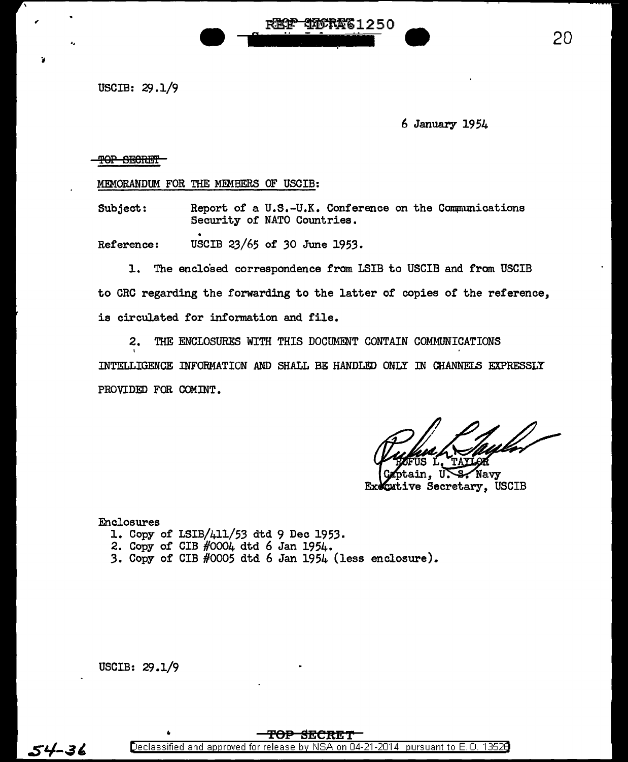USCIB: 29.1/9

6 January 1954

~~TOP SECRET~~

MEMORANDUM FOR THE MEMBERS OF USCIB:

Subject: Report of a U.S.-U.K. Conference on the Communications Security of NATO Countries.

Reference: USCIB 23/65 of 30 June 1953.

1. The enclosed correspondence from LSIB to USCIB and from USCIB to CRC regarding the forwarding to the latter of copies of the reference, is circulated for information and file.

2. THE ENCLOSURES WITH THIS DOCUMENT CONTAIN COMMUNICATIONS INTELLIGENCE INFORMATION AND SHALL BE HANDLED ONLY IN CHANNELS EXPRESSLY PROVIDED FOR COMINT.

RUFUS L. TAYLOR
Captain, U. S. Navy
Executive Secretary, USCIB

Enclosures
1. Copy of LSIB/411/53 dtd 9 Dec 1953.
2. Copy of CIB #0004 dtd 6 Jan 1954.
3. Copy of CIB #0005 dtd 6 Jan 1954 (less enclosure).

USCIB: 29.1/9

TOP SECRET

54-36

Declassified and approved for release by NSA on 04-21-2014 pursuant to E.O. 13526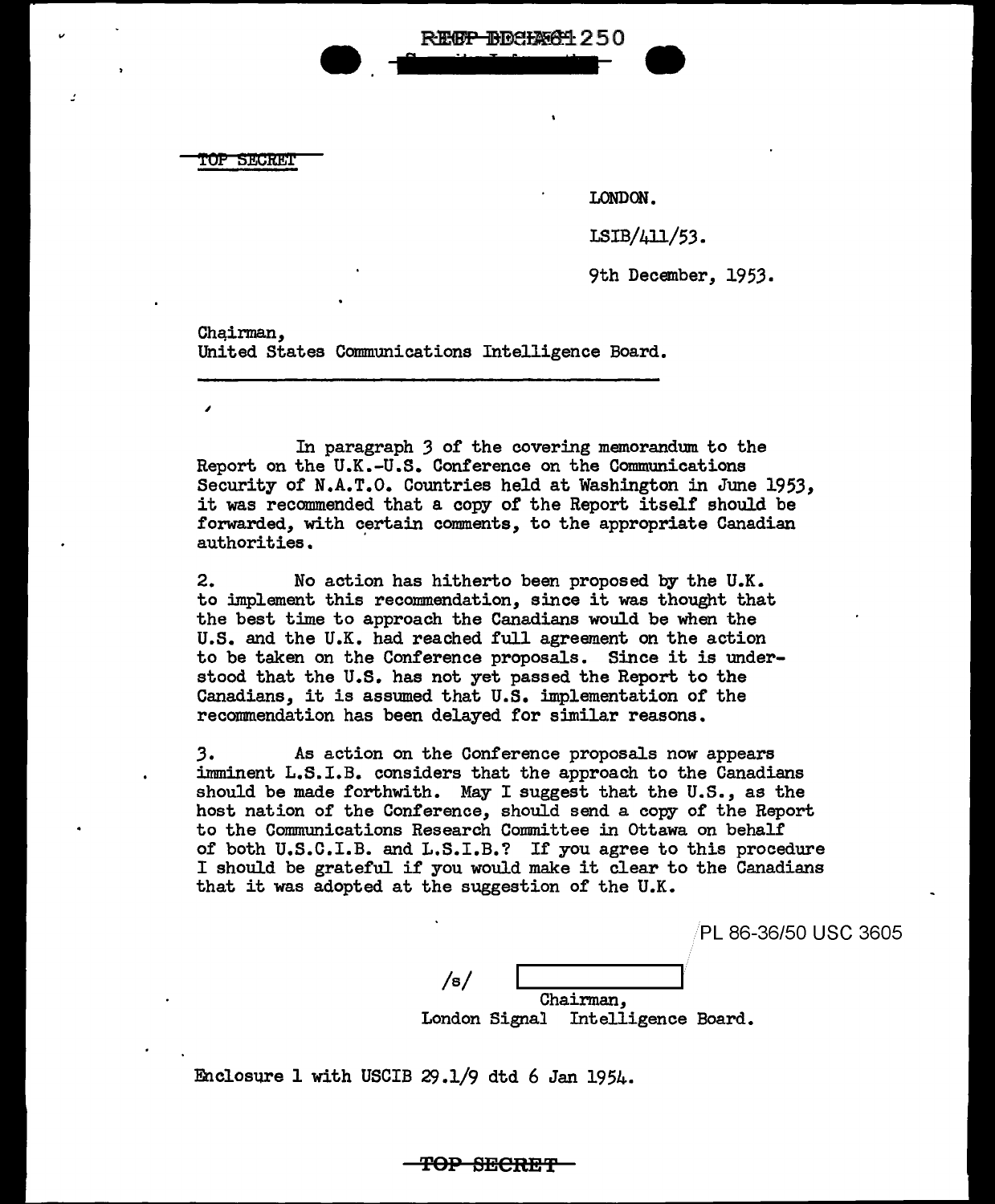TOP SECRET

LONDON.

LSIB/411/53.

9th December, 1953.

Chairman,
United States Communications Intelligence Board.

In paragraph 3 of the covering memorandum to the Report on the U.K.-U.S. Conference on the Communications Security of N.A.T.O. Countries held at Washington in June 1953, it was recommended that a copy of the Report itself should be forwarded, with certain comments, to the appropriate Canadian authorities.

2. No action has hitherto been proposed by the U.K. to implement this recommendation, since it was thought that the best time to approach the Canadians would be when the U.S. and the U.K. had reached full agreement on the action to be taken on the Conference proposals. Since it is understood that the U.S. has not yet passed the Report to the Canadians, it is assumed that U.S. implementation of the recommendation has been delayed for similar reasons.

3. As action on the Conference proposals now appears imminent L.S.I.B. considers that the approach to the Canadians should be made forthwith. May I suggest that the U.S., as the host nation of the Conference, should send a copy of the Report to the Communications Research Committee in Ottawa on behalf of both U.S.C.I.B. and L.S.I.B.? If you agree to this procedure I should be grateful if you would make it clear to the Canadians that it was adopted at the suggestion of the U.K.

PL 86-36/50 USC 3605

/s/ [redacted]
Chairman,
London Signal Intelligence Board.

Enclosure 1 with USCIB 29.1/9 dtd 6 Jan 1954.

TOP SECRET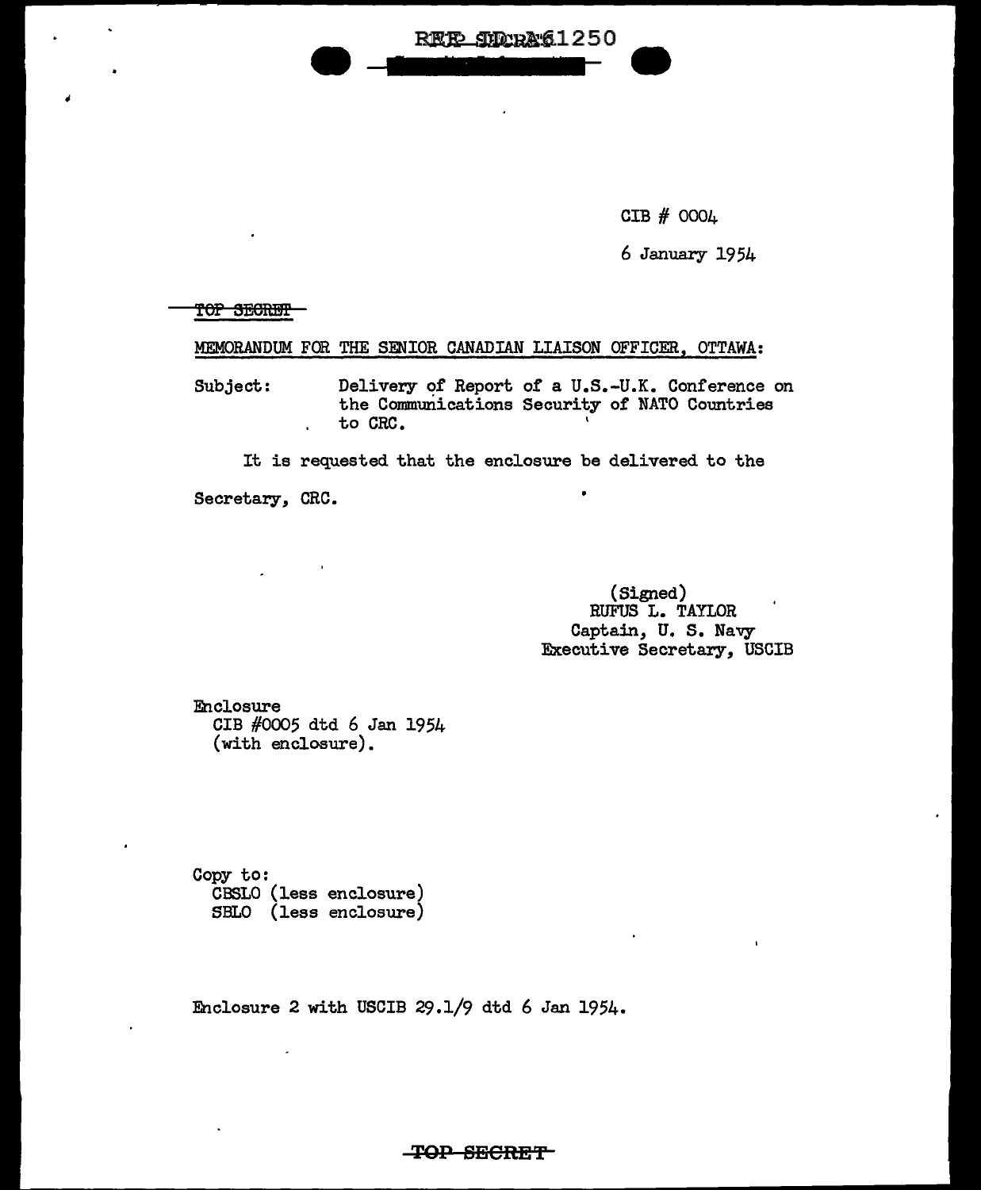REF ID:A61250

CIB # 0004

6 January 1954

~~TOP SECRET~~

MEMORANDUM FOR THE SENIOR CANADIAN LIAISON OFFICER, OTTAWA:

Subject: Delivery of Report of a U.S.-U.K. Conference on the Communications Security of NATO Countries to CRC.

It is requested that the enclosure be delivered to the Secretary, CRC.

(Signed)
RUFUS L. TAYLOR
Captain, U. S. Navy
Executive Secretary, USCIB

Enclosure
CIB #0005 dtd 6 Jan 1954
(with enclosure).

Copy to:
CBSLO (less enclosure)
SBLO (less enclosure)

Enclosure 2 with USCIB 29.1/9 dtd 6 Jan 1954.

~~TOP SECRET~~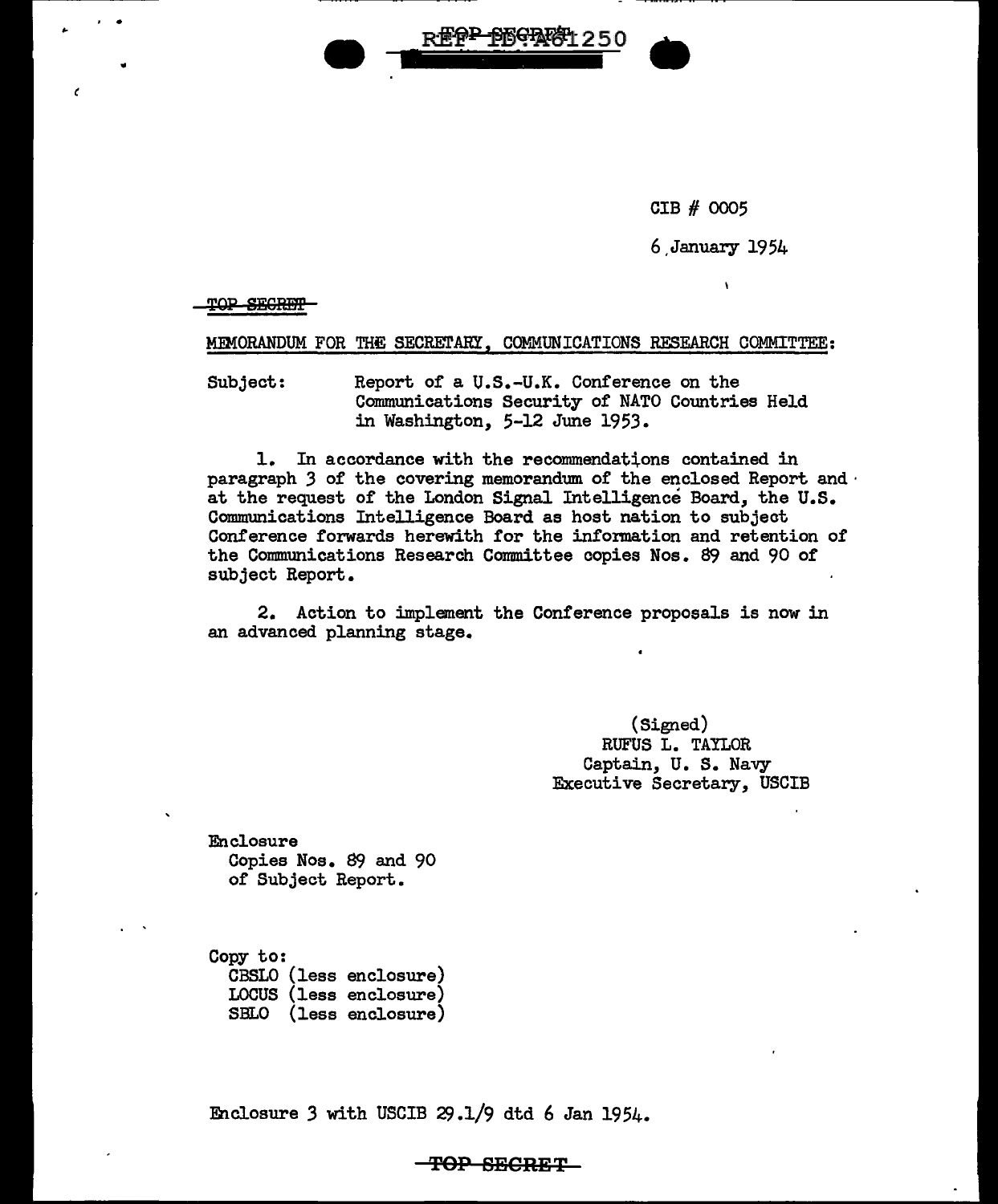REF ID:A61250

CIB # 0005

6 January 1954

~~TOP SECRET~~

MEMORANDUM FOR THE SECRETARY, COMMUNICATIONS RESEARCH COMMITTEE:

Subject: Report of a U.S.-U.K. Conference on the Communications Security of NATO Countries Held in Washington, 5-12 June 1953.

1. In accordance with the recommendations contained in paragraph 3 of the covering memorandum of the enclosed Report and at the request of the London Signal Intelligence Board, the U.S. Communications Intelligence Board as host nation to subject Conference forwards herewith for the information and retention of the Communications Research Committee copies Nos. 89 and 90 of subject Report.

2. Action to implement the Conference proposals is now in an advanced planning stage.

(Signed)
RUFUS L. TAYLOR
Captain, U. S. Navy
Executive Secretary, USCIB

Enclosure
Copies Nos. 89 and 90
of Subject Report.

Copy to:
CBSLO (less enclosure)
LOCUS (less enclosure)
SBLO (less enclosure)

Enclosure 3 with USCIB 29.1/9 dtd 6 Jan 1954.

~~TOP SECRET~~